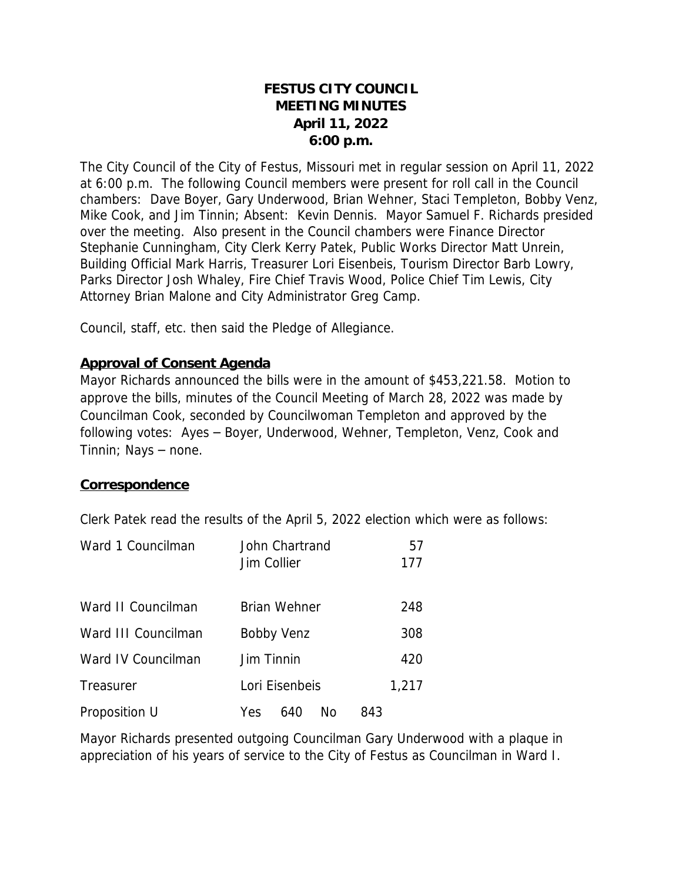# FESTUS CITY COUNCIL
# MEETING MINUTES
# April 11, 2022
# 6:00 p.m.

The City Council of the City of Festus, Missouri met in regular session on April 11, 2022 at 6:00 p.m. The following Council members were present for roll call in the Council chambers: Dave Boyer, Gary Underwood, Brian Wehner, Staci Templeton, Bobby Venz, Mike Cook, and Jim Tinnin; Absent: Kevin Dennis. Mayor Samuel F. Richards presided over the meeting. Also present in the Council chambers were Finance Director Stephanie Cunningham, City Clerk Kerry Patek, Public Works Director Matt Unrein, Building Official Mark Harris, Treasurer Lori Eisenbeis, Tourism Director Barb Lowry, Parks Director Josh Whaley, Fire Chief Travis Wood, Police Chief Tim Lewis, City Attorney Brian Malone and City Administrator Greg Camp.

Council, staff, etc. then said the Pledge of Allegiance.

## Approval of Consent Agenda

Mayor Richards announced the bills were in the amount of $453,221.58. Motion to approve the bills, minutes of the Council Meeting of March 28, 2022 was made by Councilman Cook, seconded by Councilwoman Templeton and approved by the following votes: Ayes – Boyer, Underwood, Wehner, Templeton, Venz, Cook and Tinnin; Nays – none.

## Correspondence

Clerk Patek read the results of the April 5, 2022 election which were as follows:

| Office | Candidate | Votes |
|---|---|---|
| Ward 1 Councilman | John Chartrand | 57 |
| | Jim Collier | 177 |
| Ward II Councilman | Brian Wehner | 248 |
| Ward III Councilman | Bobby Venz | 308 |
| Ward IV Councilman | Jim Tinnin | 420 |
| Treasurer | Lori Eisenbeis | 1,217 |
| Proposition U | Yes 640 No | 843 |

Mayor Richards presented outgoing Councilman Gary Underwood with a plaque in appreciation of his years of service to the City of Festus as Councilman in Ward I.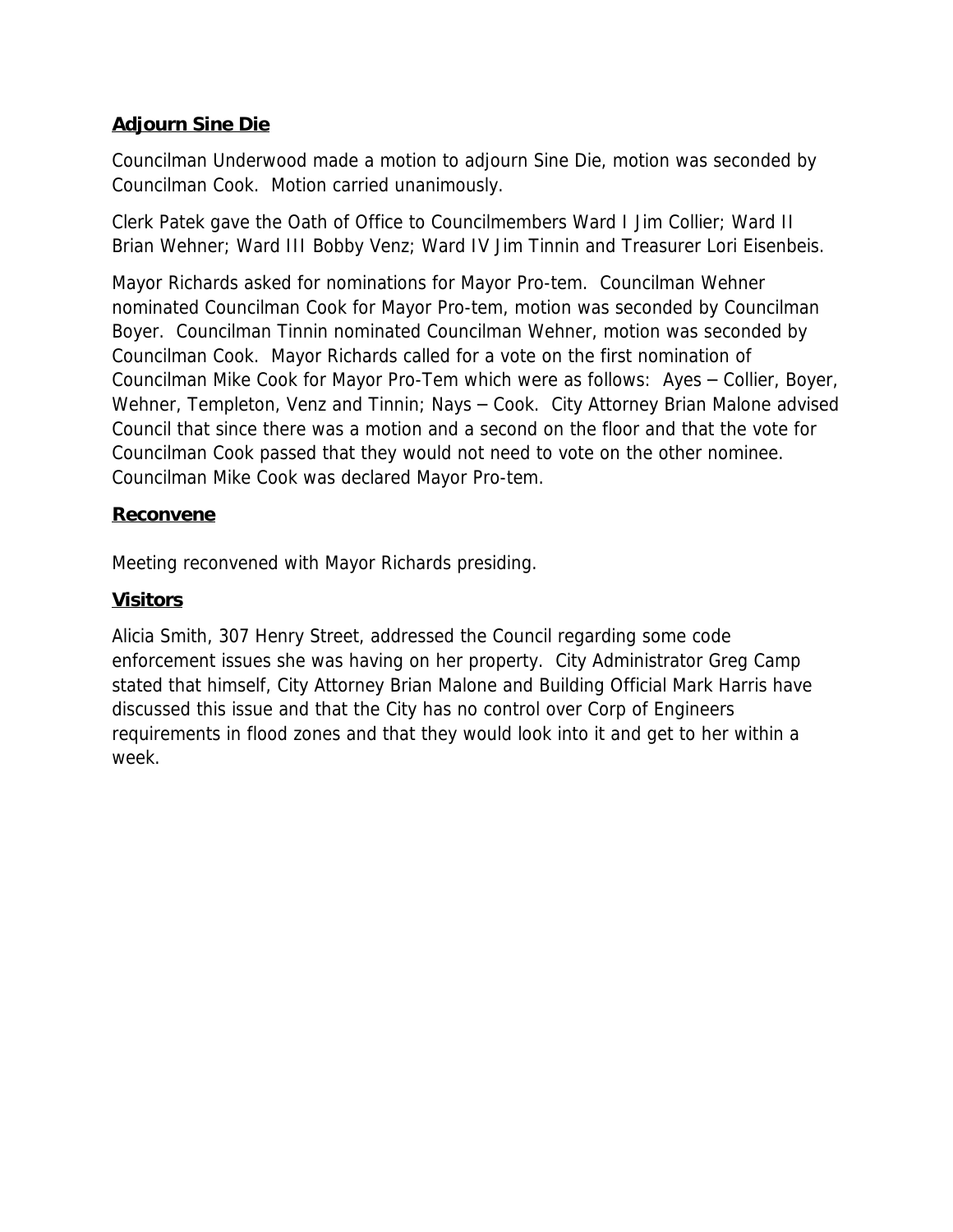**Adjourn Sine Die**

Councilman Underwood made a motion to adjourn Sine Die, motion was seconded by Councilman Cook. Motion carried unanimously.

Clerk Patek gave the Oath of Office to Councilmembers Ward I Jim Collier; Ward II Brian Wehner; Ward III Bobby Venz; Ward IV Jim Tinnin and Treasurer Lori Eisenbeis.

Mayor Richards asked for nominations for Mayor Pro-tem. Councilman Wehner nominated Councilman Cook for Mayor Pro-tem, motion was seconded by Councilman Boyer. Councilman Tinnin nominated Councilman Wehner, motion was seconded by Councilman Cook. Mayor Richards called for a vote on the first nomination of Councilman Mike Cook for Mayor Pro-Tem which were as follows: Ayes – Collier, Boyer, Wehner, Templeton, Venz and Tinnin; Nays – Cook. City Attorney Brian Malone advised Council that since there was a motion and a second on the floor and that the vote for Councilman Cook passed that they would not need to vote on the other nominee. Councilman Mike Cook was declared Mayor Pro-tem.

**Reconvene**

Meeting reconvened with Mayor Richards presiding.

**Visitors**

Alicia Smith, 307 Henry Street, addressed the Council regarding some code enforcement issues she was having on her property. City Administrator Greg Camp stated that himself, City Attorney Brian Malone and Building Official Mark Harris have discussed this issue and that the City has no control over Corp of Engineers requirements in flood zones and that they would look into it and get to her within a week.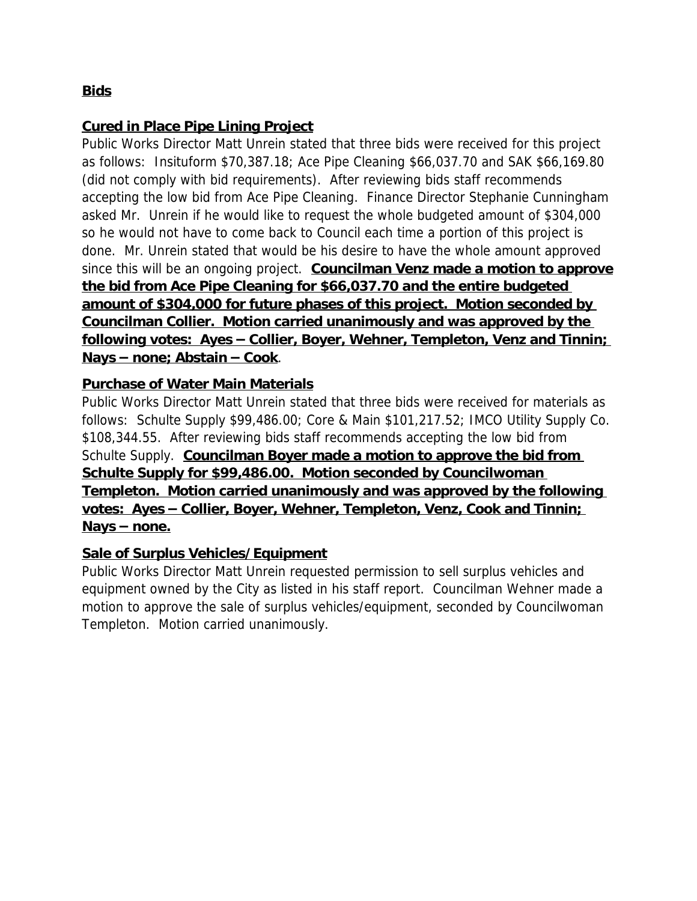**Bids**

**Cured in Place Pipe Lining Project**

Public Works Director Matt Unrein stated that three bids were received for this project as follows: Insituform $70,387.18; Ace Pipe Cleaning $66,037.70 and SAK $66,169.80 (did not comply with bid requirements). After reviewing bids staff recommends accepting the low bid from Ace Pipe Cleaning. Finance Director Stephanie Cunningham asked Mr. Unrein if he would like to request the whole budgeted amount of $304,000 so he would not have to come back to Council each time a portion of this project is done. Mr. Unrein stated that would be his desire to have the whole amount approved since this will be an ongoing project. **Councilman Venz made a motion to approve the bid from Ace Pipe Cleaning for $66,037.70 and the entire budgeted amount of $304,000 for future phases of this project. Motion seconded by Councilman Collier. Motion carried unanimously and was approved by the following votes: Ayes – Collier, Boyer, Wehner, Templeton, Venz and Tinnin; Nays – none; Abstain – Cook**.

**Purchase of Water Main Materials**

Public Works Director Matt Unrein stated that three bids were received for materials as follows: Schulte Supply $99,486.00; Core & Main $101,217.52; IMCO Utility Supply Co. $108,344.55. After reviewing bids staff recommends accepting the low bid from Schulte Supply. **Councilman Boyer made a motion to approve the bid from Schulte Supply for $99,486.00. Motion seconded by Councilwoman Templeton. Motion carried unanimously and was approved by the following votes: Ayes – Collier, Boyer, Wehner, Templeton, Venz, Cook and Tinnin; Nays – none.**

**Sale of Surplus Vehicles/Equipment**

Public Works Director Matt Unrein requested permission to sell surplus vehicles and equipment owned by the City as listed in his staff report. Councilman Wehner made a motion to approve the sale of surplus vehicles/equipment, seconded by Councilwoman Templeton. Motion carried unanimously.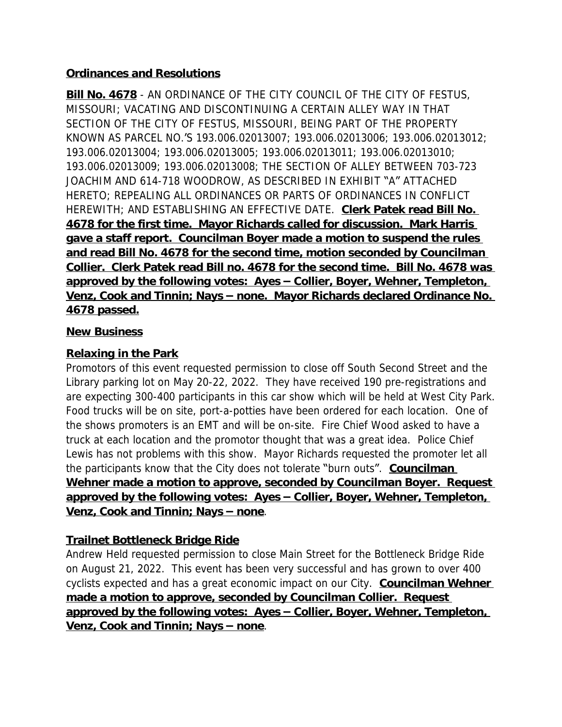**Ordinances and Resolutions**

**Bill No. 4678** - AN ORDINANCE OF THE CITY COUNCIL OF THE CITY OF FESTUS, MISSOURI; VACATING AND DISCONTINUING A CERTAIN ALLEY WAY IN THAT SECTION OF THE CITY OF FESTUS, MISSOURI, BEING PART OF THE PROPERTY KNOWN AS PARCEL NO.'S 193.006.02013007; 193.006.02013006; 193.006.02013012; 193.006.02013004; 193.006.02013005; 193.006.02013011; 193.006.02013010; 193.006.02013009; 193.006.02013008; THE SECTION OF ALLEY BETWEEN 703-723 JOACHIM AND 614-718 WOODROW, AS DESCRIBED IN EXHIBIT "A" ATTACHED HERETO; REPEALING ALL ORDINANCES OR PARTS OF ORDINANCES IN CONFLICT HEREWITH; AND ESTABLISHING AN EFFECTIVE DATE. **Clerk Patek read Bill No. 4678 for the first time. Mayor Richards called for discussion. Mark Harris gave a staff report. Councilman Boyer made a motion to suspend the rules and read Bill No. 4678 for the second time, motion seconded by Councilman Collier. Clerk Patek read Bill no. 4678 for the second time. Bill No. 4678 was approved by the following votes: Ayes – Collier, Boyer, Wehner, Templeton, Venz, Cook and Tinnin; Nays – none. Mayor Richards declared Ordinance No. 4678 passed.**

**New Business**

**Relaxing in the Park**

Promotors of this event requested permission to close off South Second Street and the Library parking lot on May 20-22, 2022. They have received 190 pre-registrations and are expecting 300-400 participants in this car show which will be held at West City Park. Food trucks will be on site, port-a-potties have been ordered for each location. One of the shows promoters is an EMT and will be on-site. Fire Chief Wood asked to have a truck at each location and the promotor thought that was a great idea. Police Chief Lewis has not problems with this show. Mayor Richards requested the promoter let all the participants know that the City does not tolerate "burn outs". **Councilman Wehner made a motion to approve, seconded by Councilman Boyer. Request approved by the following votes: Ayes – Collier, Boyer, Wehner, Templeton, Venz, Cook and Tinnin; Nays – none**.

**Trailnet Bottleneck Bridge Ride**

Andrew Held requested permission to close Main Street for the Bottleneck Bridge Ride on August 21, 2022. This event has been very successful and has grown to over 400 cyclists expected and has a great economic impact on our City. **Councilman Wehner made a motion to approve, seconded by Councilman Collier. Request approved by the following votes: Ayes – Collier, Boyer, Wehner, Templeton, Venz, Cook and Tinnin; Nays – none**.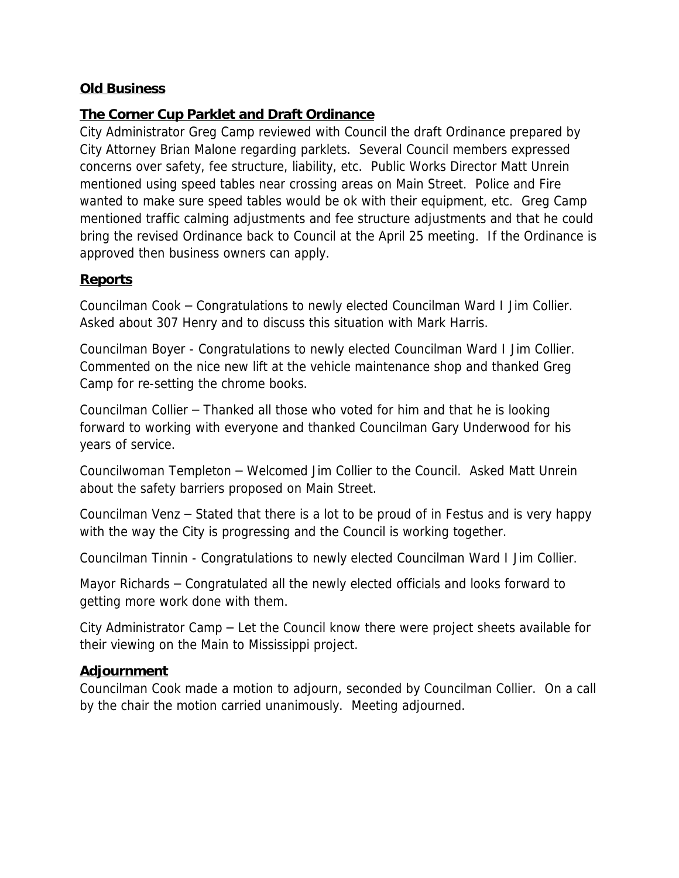**Old Business**

**The Corner Cup Parklet and Draft Ordinance**

City Administrator Greg Camp reviewed with Council the draft Ordinance prepared by City Attorney Brian Malone regarding parklets. Several Council members expressed concerns over safety, fee structure, liability, etc. Public Works Director Matt Unrein mentioned using speed tables near crossing areas on Main Street. Police and Fire wanted to make sure speed tables would be ok with their equipment, etc. Greg Camp mentioned traffic calming adjustments and fee structure adjustments and that he could bring the revised Ordinance back to Council at the April 25 meeting. If the Ordinance is approved then business owners can apply.

**Reports**

Councilman Cook – Congratulations to newly elected Councilman Ward I Jim Collier. Asked about 307 Henry and to discuss this situation with Mark Harris.

Councilman Boyer - Congratulations to newly elected Councilman Ward I Jim Collier. Commented on the nice new lift at the vehicle maintenance shop and thanked Greg Camp for re-setting the chrome books.

Councilman Collier – Thanked all those who voted for him and that he is looking forward to working with everyone and thanked Councilman Gary Underwood for his years of service.

Councilwoman Templeton – Welcomed Jim Collier to the Council. Asked Matt Unrein about the safety barriers proposed on Main Street.

Councilman Venz – Stated that there is a lot to be proud of in Festus and is very happy with the way the City is progressing and the Council is working together.

Councilman Tinnin - Congratulations to newly elected Councilman Ward I Jim Collier.

Mayor Richards – Congratulated all the newly elected officials and looks forward to getting more work done with them.

City Administrator Camp – Let the Council know there were project sheets available for their viewing on the Main to Mississippi project.

**Adjournment**

Councilman Cook made a motion to adjourn, seconded by Councilman Collier. On a call by the chair the motion carried unanimously. Meeting adjourned.